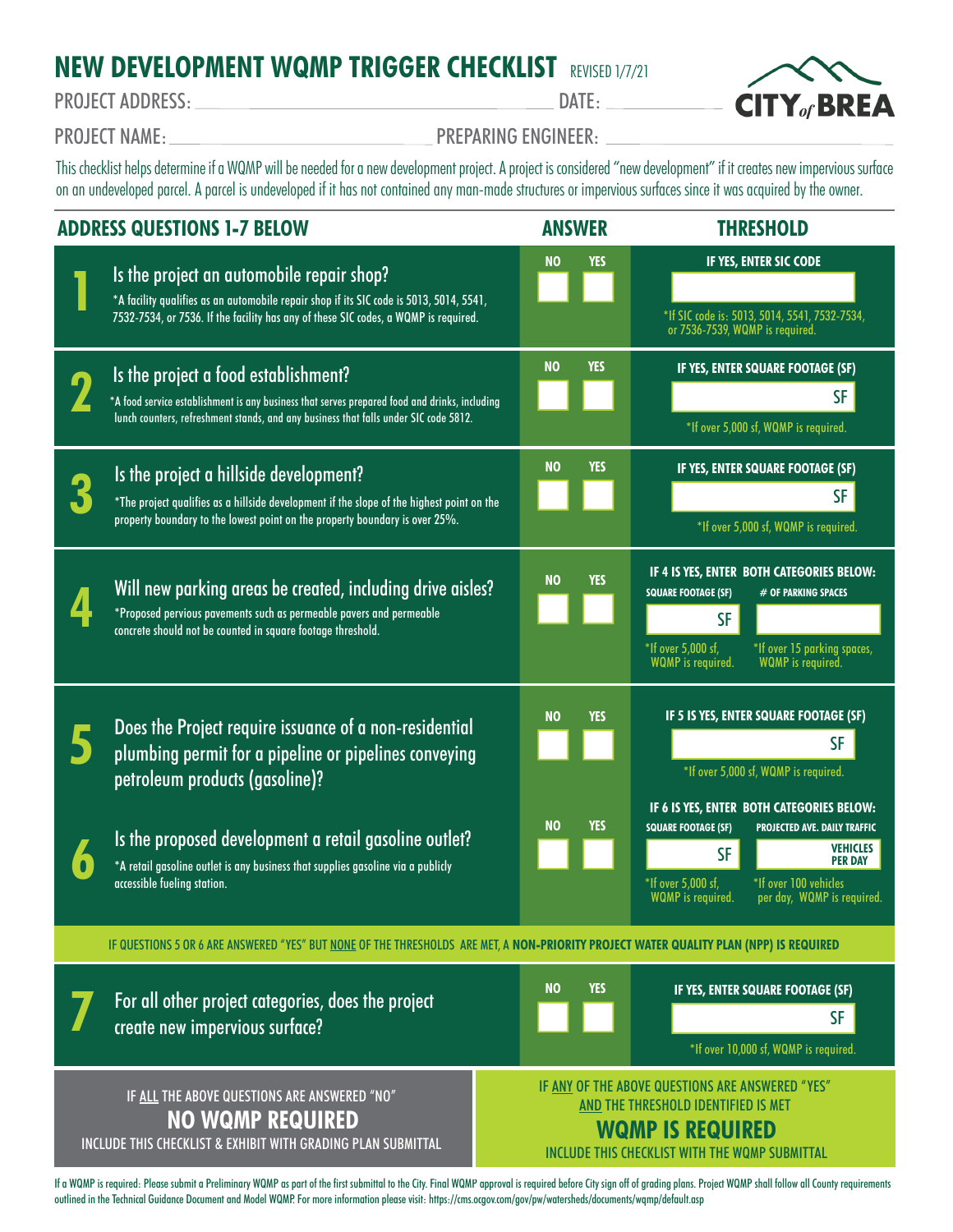# NEW DEVELOPMENT WQMP TRIGGER CHECKLIST

REVISED 1/7/21

CITY of BREA

PROJECT ADDRESS: ______________________ DATE: ____________

PROJECT NAME: ______________________ PREPARING ENGINEER: ______________________

This checklist helps determine if a WQMP will be needed for a new development project. A project is considered "new development" if it creates new impervious surface on an undeveloped parcel. A parcel is undeveloped if it has not contained any man-made structures or impervious surfaces since it was acquired by the owner.

| ADDRESS QUESTIONS 1-7 BELOW | ANSWER | THRESHOLD |
|---|---|---|
| **1** Is the project an automobile repair shop? *A facility qualifies as an automobile repair shop if its SIC code is 5013, 5014, 5541, 7532-7534, or 7536. If the facility has any of these SIC codes, a WQMP is required. | NO ☐ YES ☐ | **IF YES, ENTER SIC CODE** ______ *If SIC code is: 5013, 5014, 5541, 7532-7534, or 7536-7539, WQMP is required. |
| **2** Is the project a food establishment? *A food service establishment is any business that serves prepared food and drinks, including lunch counters, refreshment stands, and any business that falls under SIC code 5812. | NO ☐ YES ☐ | **IF YES, ENTER SQUARE FOOTAGE (SF)** ______ SF *If over 5,000 sf, WQMP is required. |
| **3** Is the project a hillside development? *The project qualifies as a hillside development if the slope of the highest point on the property boundary to the lowest point on the property boundary is over 25%. | NO ☐ YES ☐ | **IF YES, ENTER SQUARE FOOTAGE (SF)** ______ SF *If over 5,000 sf, WQMP is required. |
| **4** Will new parking areas be created, including drive aisles? *Proposed pervious pavements such as permeable pavers and permeable concrete should not be counted in square footage threshold. | NO ☐ YES ☐ | **IF 4 IS YES, ENTER BOTH CATEGORIES BELOW:** SQUARE FOOTAGE (SF) ______ SF *If over 5,000 sf, WQMP is required. # OF PARKING SPACES ______ *If over 15 parking spaces, WQMP is required. |
| **5** Does the Project require issuance of a non-residential plumbing permit for a pipeline or pipelines conveying petroleum products (gasoline)? | NO ☐ YES ☐ | **IF 5 IS YES, ENTER SQUARE FOOTAGE (SF)** ______ SF *If over 5,000 sf, WQMP is required. |
| **6** Is the proposed development a retail gasoline outlet? *A retail gasoline outlet is any business that supplies gasoline via a publicly accessible fueling station. | NO ☐ YES ☐ | **IF 6 IS YES, ENTER BOTH CATEGORIES BELOW:** SQUARE FOOTAGE (SF) ______ SF *If over 5,000 sf, WQMP is required. PROJECTED AVE. DAILY TRAFFIC ______ VEHICLES PER DAY *If over 100 vehicles per day, WQMP is required. |

IF QUESTIONS 5 OR 6 ARE ANSWERED "YES" BUT NONE OF THE THRESHOLDS ARE MET, A **NON-PRIORITY PROJECT WATER QUALITY PLAN (NPP) IS REQUIRED**

| | ANSWER | THRESHOLD |
|---|---|---|
| **7** For all other project categories, does the project create new impervious surface? | NO ☐ YES ☐ | **IF YES, ENTER SQUARE FOOTAGE (SF)** ______ SF *If over 10,000 sf, WQMP is required. |

| IF ALL THE ABOVE QUESTIONS ARE ANSWERED "NO" | IF ANY OF THE ABOVE QUESTIONS ARE ANSWERED "YES" AND THE THRESHOLD IDENTIFIED IS MET |
|---|---|
| **NO WQMP REQUIRED** | **WQMP IS REQUIRED** |
| INCLUDE THIS CHECKLIST & EXHIBIT WITH GRADING PLAN SUBMITTAL | INCLUDE THIS CHECKLIST WITH THE WQMP SUBMITTAL |

If a WQMP is required: Please submit a Preliminary WQMP as part of the first submittal to the City. Final WQMP approval is required before City sign off of grading plans. Project WQMP shall follow all County requirements outlined in the Technical Guidance Document and Model WQMP. For more information please visit: https://cms.ocgov.com/gov/pw/watersheds/documents/wqmp/default.asp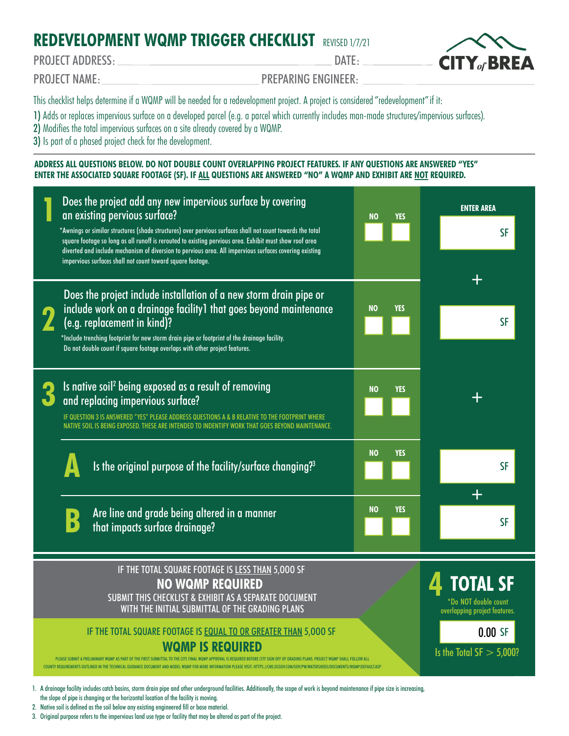# REDEVELOPMENT WQMP TRIGGER CHECKLIST REVISED 1/7/21

CITY of BREA

PROJECT ADDRESS: ______________________ DATE: __________

PROJECT NAME: ______________________ PREPARING ENGINEER: __________

This checklist helps determine if a WQMP will be needed for a redevelopment project. A project is considered "redevelopment" if it:

1) Adds or replaces impervious surface on a developed parcel (e.g. a parcel which currently includes man-made structures/impervious surfaces).
2) Modifies the total impervious surfaces on a site already covered by a WQMP.
3) Is part of a phased project check for the development.

**ADDRESS ALL QUESTIONS BELOW. DO NOT DOUBLE COUNT OVERLAPPING PROJECT FEATURES. IF ANY QUESTIONS ARE ANSWERED "YES" ENTER THE ASSOCIATED SQUARE FOOTAGE (SF). IF ALL QUESTIONS ARE ANSWERED "NO" A WQMP AND EXHIBIT ARE NOT REQUIRED.**

| Question | NO | YES | ENTER AREA |
|---|---|---|---|
| **1** Does the project add any new impervious surface by covering an existing pervious surface? *Awnings or similar structures (shade structures) over pervious surfaces shall not count towards the total square footage so long as all runoff is rerouted to existing pervious area. Exhibit must show roof area diverted and include mechanism of diversion to pervious area. All impervious surfaces covering existing impervious surfaces shall not count toward square footage. | ☐ | ☐ | SF |
| | | | + |
| **2** Does the project include installation of a new storm drain pipe or include work on a drainage facility1 that goes beyond maintenance (e.g. replacement in kind)? *Include trenching footprint for new storm drain pipe or footprint of the drainage facility. Do not double count if square footage overlaps with other project features. | ☐ | ☐ | SF |
| | | | + |
| **3** Is native soil[2] being exposed as a result of removing and replacing impervious surface? IF QUESTION 3 IS ANSWERED "YES" PLEASE ADDRESS QUESTIONS A & B RELATIVE TO THE FOOTPRINT WHERE NATIVE SOIL IS BEING EXPOSED. THESE ARE INTENDED TO INDENTIFY WORK THAT GOES BEYOND MAINTENANCE. | ☐ | ☐ | |
| **A** Is the original purpose of the facility/surface changing?[3] | ☐ | ☐ | SF |
| | | | + |
| **B** Are line and grade being altered in a manner that impacts surface drainage? | ☐ | ☐ | SF |

IF THE TOTAL SQUARE FOOTAGE IS LESS THAN 5,000 SF
**NO WQMP REQUIRED**
SUBMIT THIS CHECKLIST & EXHIBIT AS A SEPARATE DOCUMENT WITH THE INITIAL SUBMITTAL OF THE GRADING PLANS

IF THE TOTAL SQUARE FOOTAGE IS EQUAL TO OR GREATER THAN 5,000 SF
**WQMP IS REQUIRED**
PLEASE SUBMIT A PRELIMINARY WQMP AS PART OF THE FIRST SUBMITTAL TO THE CITY FINAL WQMP APPROVAL IS REQUIRED BEFORE CITY SIGN OFF OF GRADING PLANS. PROJECT WQMP SHALL FOLLOW ALL COUNTY REQUIREMENTS OUTLINED IN THE TECHNICAL GUIDANCE DOCUMENT AND MODEL WQMP FOR MORE INFORMATION PLEASE VISIT: HTTPS://CMS.OCGOV.COM/GOV/PW/WATERSHEDS/DOCUMENTS/WQMP/DEFAULT.ASP

**4 TOTAL SF**
*Do NOT double count overlapping project features.

0.00 SF

Is the Total SF > 5,000?

1. A drainage facility includes catch basins, storm drain pipe and other underground facilities. Additionally, the scope of work is beyond maintenance if pipe size is increasing, the slope of pipe is changing or the horizontal location of the facility is moving.
2. Native soil is defined as the soil below any existing engineered fill or base material.
3. Original purpose refers to the impervious land use type or facility that may be altered as part of the project.